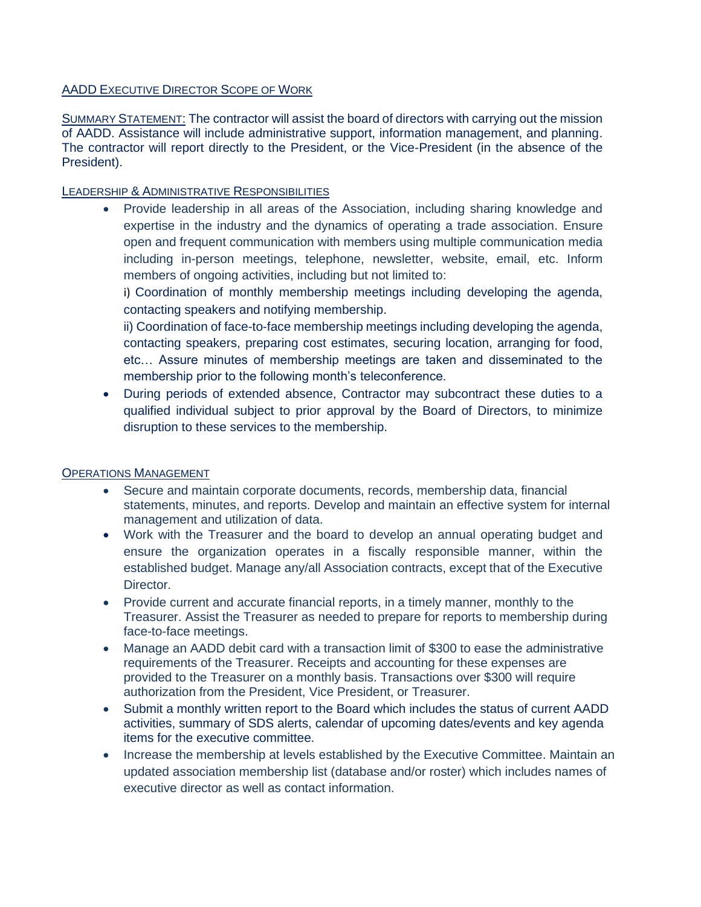## AADD Executive Director Scope of Work

Summary Statement: The contractor will assist the board of directors with carrying out the mission of AADD. Assistance will include administrative support, information management, and planning. The contractor will report directly to the President, or the Vice-President (in the absence of the President).

### Leadership & Administrative Responsibilities

- Provide leadership in all areas of the Association, including sharing knowledge and expertise in the industry and the dynamics of operating a trade association. Ensure open and frequent communication with members using multiple communication media including in-person meetings, telephone, newsletter, website, email, etc. Inform members of ongoing activities, including but not limited to:

  i) Coordination of monthly membership meetings including developing the agenda, contacting speakers and notifying membership.

  ii) Coordination of face-to-face membership meetings including developing the agenda, contacting speakers, preparing cost estimates, securing location, arranging for food, etc… Assure minutes of membership meetings are taken and disseminated to the membership prior to the following month's teleconference.
- During periods of extended absence, Contractor may subcontract these duties to a qualified individual subject to prior approval by the Board of Directors, to minimize disruption to these services to the membership.

### Operations Management

- Secure and maintain corporate documents, records, membership data, financial statements, minutes, and reports. Develop and maintain an effective system for internal management and utilization of data.
- Work with the Treasurer and the board to develop an annual operating budget and ensure the organization operates in a fiscally responsible manner, within the established budget. Manage any/all Association contracts, except that of the Executive Director.
- Provide current and accurate financial reports, in a timely manner, monthly to the Treasurer. Assist the Treasurer as needed to prepare for reports to membership during face-to-face meetings.
- Manage an AADD debit card with a transaction limit of $300 to ease the administrative requirements of the Treasurer. Receipts and accounting for these expenses are provided to the Treasurer on a monthly basis. Transactions over $300 will require authorization from the President, Vice President, or Treasurer.
- Submit a monthly written report to the Board which includes the status of current AADD activities, summary of SDS alerts, calendar of upcoming dates/events and key agenda items for the executive committee.
- Increase the membership at levels established by the Executive Committee. Maintain an updated association membership list (database and/or roster) which includes names of executive director as well as contact information.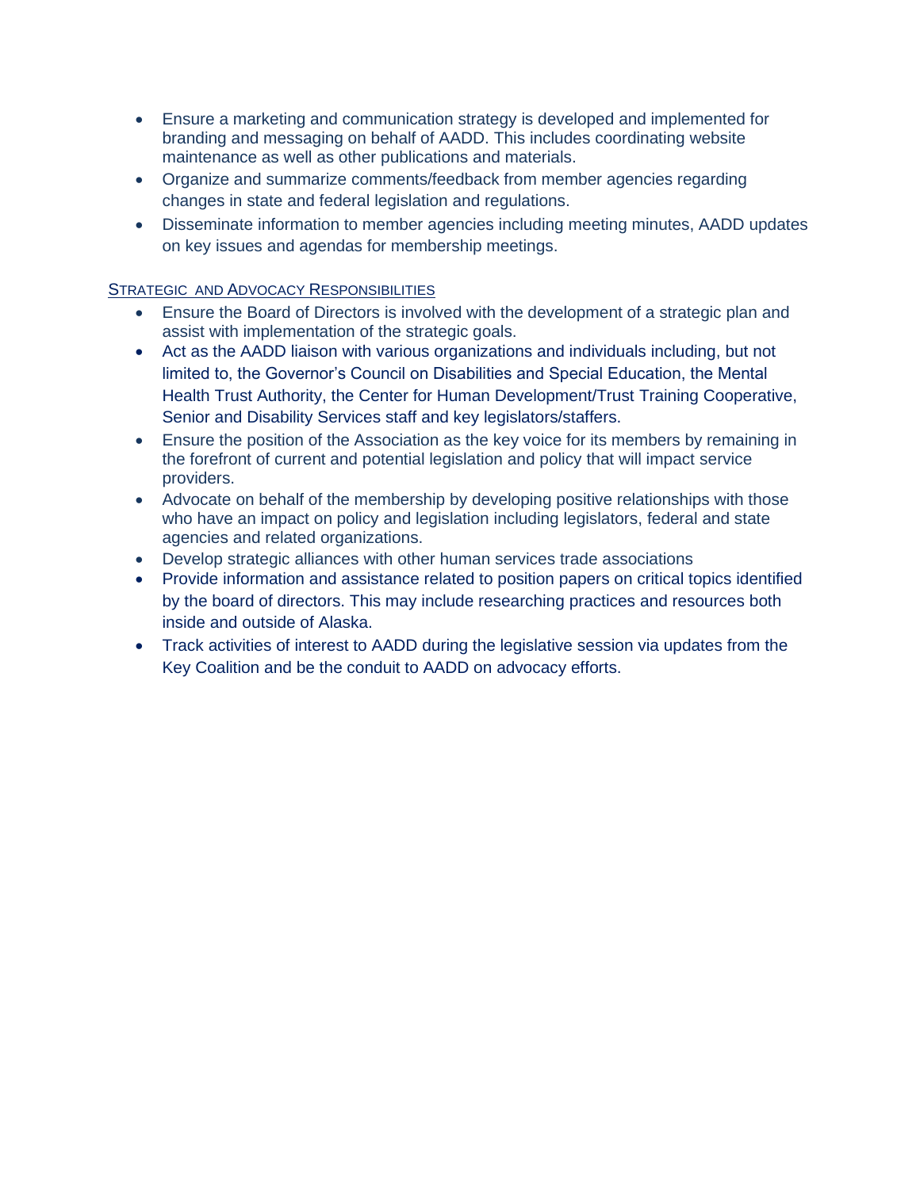- Ensure a marketing and communication strategy is developed and implemented for branding and messaging on behalf of AADD. This includes coordinating website maintenance as well as other publications and materials.
- Organize and summarize comments/feedback from member agencies regarding changes in state and federal legislation and regulations.
- Disseminate information to member agencies including meeting minutes, AADD updates on key issues and agendas for membership meetings.

STRATEGIC AND ADVOCACY RESPONSIBILITIES

- Ensure the Board of Directors is involved with the development of a strategic plan and assist with implementation of the strategic goals.
- Act as the AADD liaison with various organizations and individuals including, but not limited to, the Governor's Council on Disabilities and Special Education, the Mental Health Trust Authority, the Center for Human Development/Trust Training Cooperative, Senior and Disability Services staff and key legislators/staffers.
- Ensure the position of the Association as the key voice for its members by remaining in the forefront of current and potential legislation and policy that will impact service providers.
- Advocate on behalf of the membership by developing positive relationships with those who have an impact on policy and legislation including legislators, federal and state agencies and related organizations.
- Develop strategic alliances with other human services trade associations
- Provide information and assistance related to position papers on critical topics identified by the board of directors. This may include researching practices and resources both inside and outside of Alaska.
- Track activities of interest to AADD during the legislative session via updates from the Key Coalition and be the conduit to AADD on advocacy efforts.